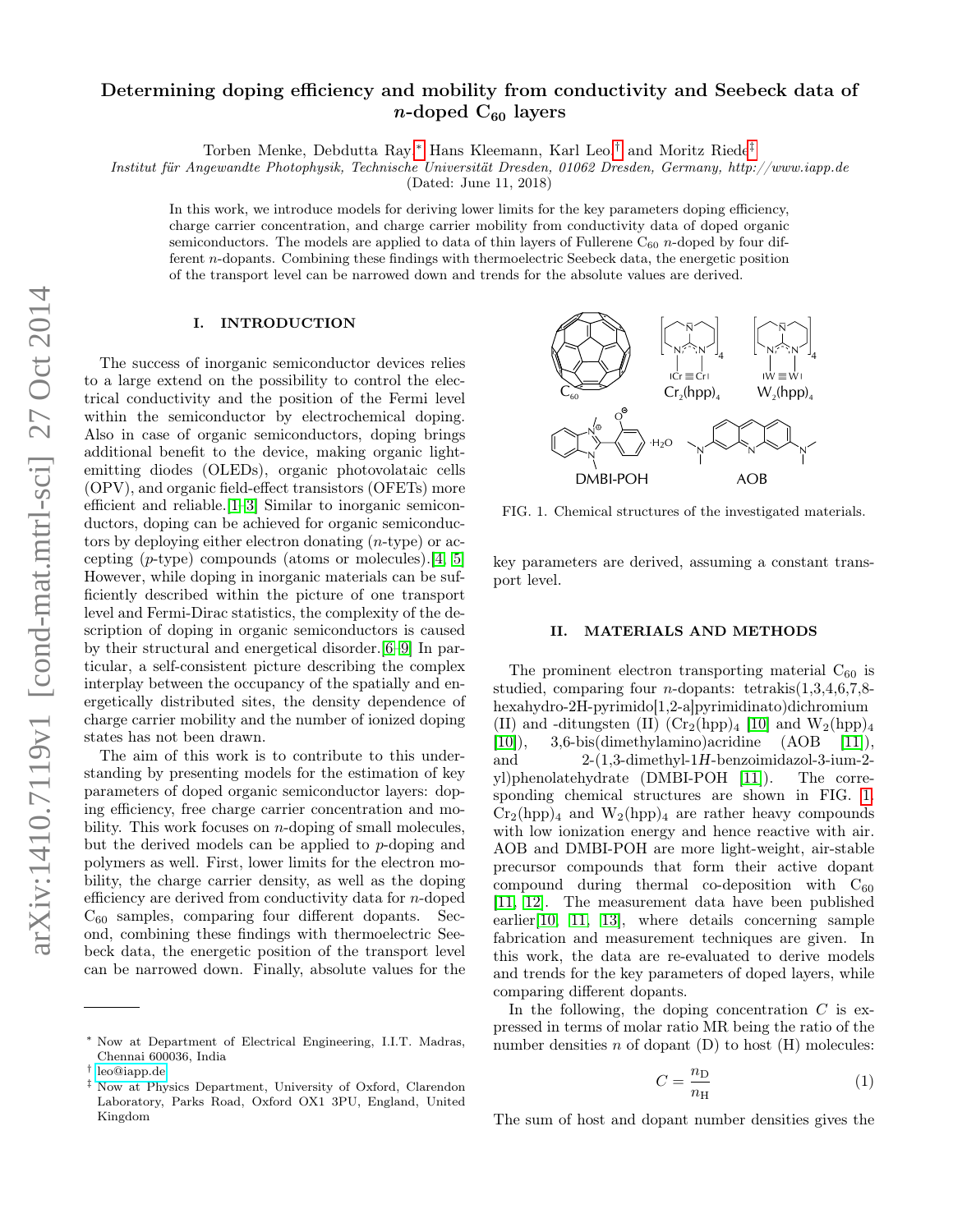# Determining doping efficiency and mobility from conductivity and Seebeck data of *n*-doped $C_{60}$ layers

Torben Menke, Debdutta Ray,* Hans Kleemann, Karl Leo,† and Moritz Riede‡

*Institut für Angewandte Photophysik, Technische Universität Dresden, 01062 Dresden, Germany, http://www.iapp.de*

(Dated: June 11, 2018)

In this work, we introduce models for deriving lower limits for the key parameters doping efficiency, charge carrier concentration, and charge carrier mobility from conductivity data of doped organic semiconductors. The models are applied to data of thin layers of Fullerene $C_{60}$ *n*-doped by four different *n*-dopants. Combining these findings with thermoelectric Seebeck data, the energetic position of the transport level can be narrowed down and trends for the absolute values are derived.

## I. INTRODUCTION

The success of inorganic semiconductor devices relies to a large extend on the possibility to control the electrical conductivity and the position of the Fermi level within the semiconductor by electrochemical doping. Also in case of organic semiconductors, doping brings additional benefit to the device, making organic light-emitting diodes (OLEDs), organic photovolataic cells (OPV), and organic field-effect transistors (OFETs) more efficient and reliable.[1–3] Similar to inorganic semiconductors, doping can be achieved for organic semiconductors by deploying either electron donating (*n*-type) or accepting (*p*-type) compounds (atoms or molecules).[4, 5] However, while doping in inorganic materials can be sufficiently described within the picture of one transport level and Fermi-Dirac statistics, the complexity of the description of doping in organic semiconductors is caused by their structural and energetical disorder.[6–9] In particular, a self-consistent picture describing the complex interplay between the occupancy of the spatially and energetically distributed sites, the density dependence of charge carrier mobility and the number of ionized doping states has not been drawn.

The aim of this work is to contribute to this understanding by presenting models for the estimation of key parameters of doped organic semiconductor layers: doping efficiency, free charge carrier concentration and mobility. This work focuses on *n*-doping of small molecules, but the derived models can be applied to *p*-doping and polymers as well. First, lower limits for the electron mobility, the charge carrier density, as well as the doping efficiency are derived from conductivity data for *n*-doped $C_{60}$ samples, comparing four different dopants. Second, combining these findings with thermoelectric Seebeck data, the energetic position of the transport level can be narrowed down. Finally, absolute values for the key parameters are derived, assuming a constant transport level.

FIG. 1. Chemical structures of the investigated materials.

## II. MATERIALS AND METHODS

The prominent electron transporting material $C_{60}$ is studied, comparing four *n*-dopants: tetrakis(1,3,4,6,7,8-hexahydro-2H-pyrimido[1,2-a]pyrimidinato)dichromium (II) and -ditungsten (II) ($Cr_2(hpp)_4$ [10] and $W_2(hpp)_4$ [10]), 3,6-bis(dimethylamino)acridine (AOB [11]), and 2-(1,3-dimethyl-1*H*-benzoimidazol-3-ium-2-yl)phenolatehydrate (DMBI-POH [11]). The corresponding chemical structures are shown in FIG. 1. $Cr_2(hpp)_4$ and $W_2(hpp)_4$ are rather heavy compounds with low ionization energy and hence reactive with air. AOB and DMBI-POH are more light-weight, air-stable precursor compounds that form their active dopant compound during thermal co-deposition with $C_{60}$ [11, 12]. The measurement data have been published earlier[10, 11, 13], where details concerning sample fabrication and measurement techniques are given. In this work, the data are re-evaluated to derive models and trends for the key parameters of doped layers, while comparing different dopants.

In the following, the doping concentration $C$ is expressed in terms of molar ratio MR being the ratio of the number densities $n$ of dopant (D) to host (H) molecules:

$$C = \frac{n_D}{n_H} \tag{1}$$

The sum of host and dopant number densities gives the

---

* Now at Department of Electrical Engineering, I.I.T. Madras, Chennai 600036, India

† leo@iapp.de

‡ Now at Physics Department, University of Oxford, Clarendon Laboratory, Parks Road, Oxford OX1 3PU, England, United Kingdom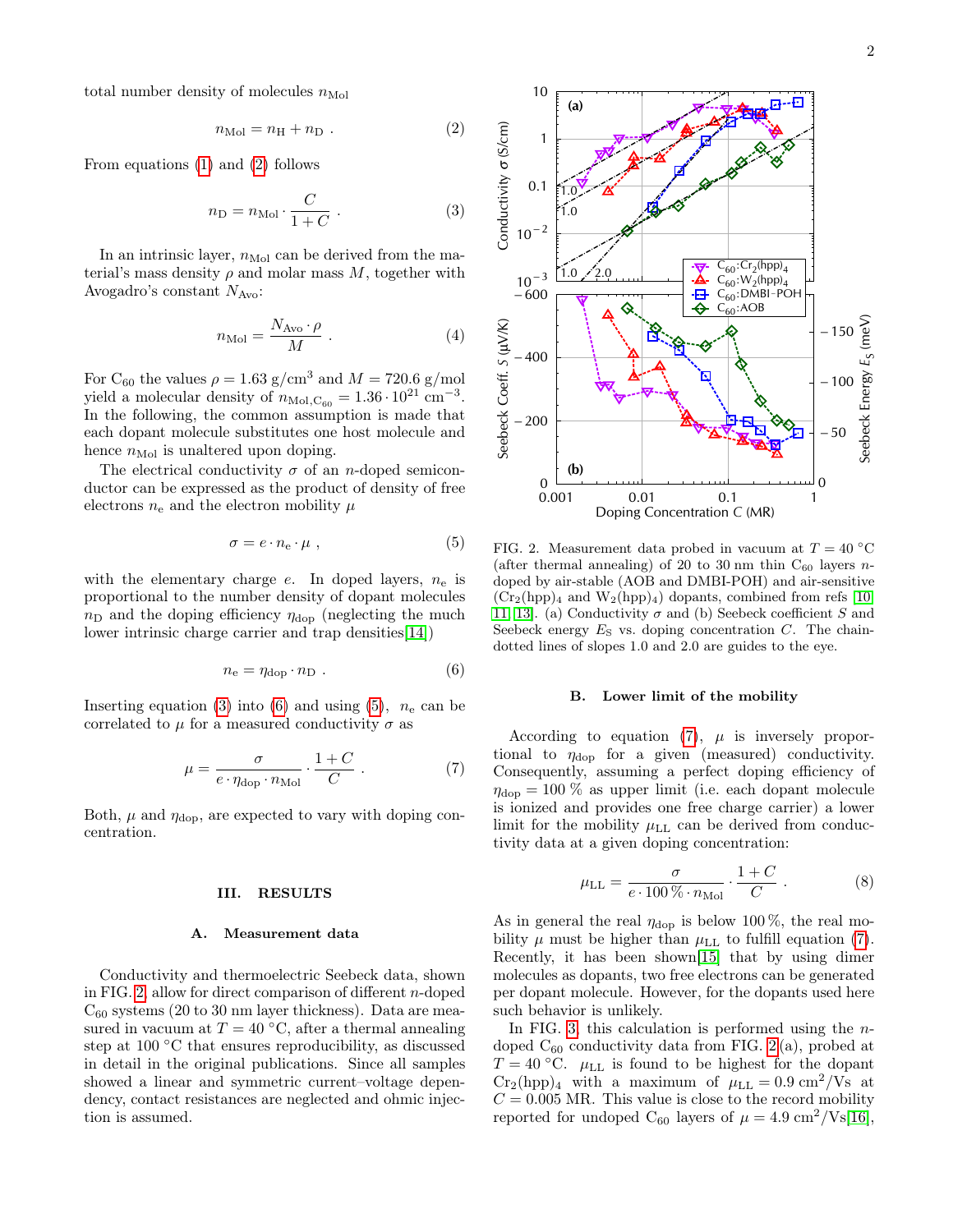total number density of molecules $n_{\mathrm{Mol}}$

$$n_{\mathrm{Mol}} = n_{\mathrm{H}} + n_{\mathrm{D}} \ . \tag{2}$$

From equations (1) and (2) follows

$$n_{\mathrm{D}} = n_{\mathrm{Mol}} \cdot \frac{C}{1+C} \ . \tag{3}$$

In an intrinsic layer, $n_{\mathrm{Mol}}$ can be derived from the material's mass density $\rho$ and molar mass $M$, together with Avogadro's constant $N_{\mathrm{Avo}}$:

$$n_{\mathrm{Mol}} = \frac{N_{\mathrm{Avo}} \cdot \rho}{M} \ . \tag{4}$$

For $C_{60}$ the values $\rho = 1.63$ g/cm$^3$ and $M = 720.6$ g/mol yield a molecular density of $n_{\mathrm{Mol,C_{60}}} = 1.36 \cdot 10^{21}$ cm$^{-3}$. In the following, the common assumption is made that each dopant molecule substitutes one host molecule and hence $n_{\mathrm{Mol}}$ is unaltered upon doping.

The electrical conductivity $\sigma$ of an $n$-doped semiconductor can be expressed as the product of density of free electrons $n_{\mathrm{e}}$ and the electron mobility $\mu$

$$\sigma = e \cdot n_{\mathrm{e}} \cdot \mu \ , \tag{5}$$

with the elementary charge $e$. In doped layers, $n_{\mathrm{e}}$ is proportional to the number density of dopant molecules $n_{\mathrm{D}}$ and the doping efficiency $\eta_{\mathrm{dop}}$ (neglecting the much lower intrinsic charge carrier and trap densities[14])

$$n_{\mathrm{e}} = \eta_{\mathrm{dop}} \cdot n_{\mathrm{D}} \ . \tag{6}$$

Inserting equation (3) into (6) and using (5), $n_{\mathrm{e}}$ can be correlated to $\mu$ for a measured conductivity $\sigma$ as

$$\mu = \frac{\sigma}{e \cdot \eta_{\mathrm{dop}} \cdot n_{\mathrm{Mol}}} \cdot \frac{1+C}{C} \ . \tag{7}$$

Both, $\mu$ and $\eta_{\mathrm{dop}}$, are expected to vary with doping concentration.

## III. RESULTS

### A. Measurement data

Conductivity and thermoelectric Seebeck data, shown in FIG. 2, allow for direct comparison of different $n$-doped $C_{60}$ systems (20 to 30 nm layer thickness). Data are measured in vacuum at $T = 40$ °C, after a thermal annealing step at 100 °C that ensures reproducibility, as discussed in detail in the original publications. Since all samples showed a linear and symmetric current–voltage dependency, contact resistances are neglected and ohmic injection is assumed.

FIG. 2. Measurement data probed in vacuum at $T = 40$ °C (after thermal annealing) of 20 to 30 nm thin $C_{60}$ layers $n$-doped by air-stable (AOB and DMBI-POH) and air-sensitive ($Cr_2(hpp)_4$ and $W_2(hpp)_4$) dopants, combined from refs [10, 11, 13]. (a) Conductivity $\sigma$ and (b) Seebeck coefficient $S$ and Seebeck energy $E_{\mathrm{S}}$ vs. doping concentration $C$. The chain-dotted lines of slopes 1.0 and 2.0 are guides to the eye.

### B. Lower limit of the mobility

According to equation (7), $\mu$ is inversely proportional to $\eta_{\mathrm{dop}}$ for a given (measured) conductivity. Consequently, assuming a perfect doping efficiency of $\eta_{\mathrm{dop}} = 100$ % as upper limit (i.e. each dopant molecule is ionized and provides one free charge carrier) a lower limit for the mobility $\mu_{\mathrm{LL}}$ can be derived from conductivity data at a given doping concentration:

$$\mu_{\mathrm{LL}} = \frac{\sigma}{e \cdot 100\,\% \cdot n_{\mathrm{Mol}}} \cdot \frac{1+C}{C} \ . \tag{8}$$

As in general the real $\eta_{\mathrm{dop}}$ is below 100 %, the real mobility $\mu$ must be higher than $\mu_{\mathrm{LL}}$ to fulfill equation (7). Recently, it has been shown[15] that by using dimer molecules as dopants, two free electrons can be generated per dopant molecule. However, for the dopants used here such behavior is unlikely.

In FIG. 3, this calculation is performed using the $n$-doped $C_{60}$ conductivity data from FIG. 2(a), probed at $T = 40$ °C. $\mu_{\mathrm{LL}}$ is found to be highest for the dopant $Cr_2(hpp)_4$ with a maximum of $\mu_{\mathrm{LL}} = 0.9$ cm$^2$/Vs at $C = 0.005$ MR. This value is close to the record mobility reported for undoped $C_{60}$ layers of $\mu = 4.9$ cm$^2$/Vs[16],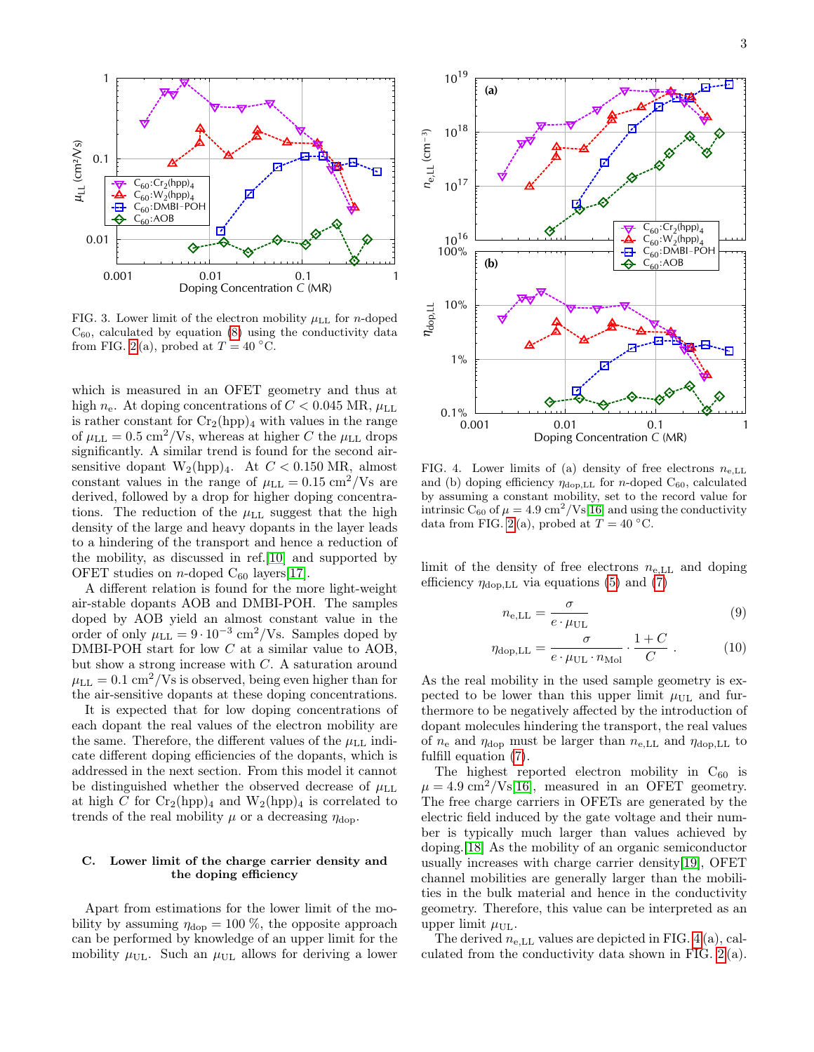FIG. 3. Lower limit of the electron mobility $\mu_{\mathrm{LL}}$ for $n$-doped $C_{60}$, calculated by equation (8) using the conductivity data from FIG. 2(a), probed at $T = 40\ ^\circ$C.

which is measured in an OFET geometry and thus at high $n_e$. At doping concentrations of $C < 0.045$ MR, $\mu_{\mathrm{LL}}$ is rather constant for $Cr_2(hpp)_4$ with values in the range of $\mu_{\mathrm{LL}} = 0.5\ \mathrm{cm}^2/\mathrm{Vs}$, whereas at higher $C$ the $\mu_{\mathrm{LL}}$ drops significantly. A similar trend is found for the second air-sensitive dopant $W_2(hpp)_4$. At $C < 0.150$ MR, almost constant values in the range of $\mu_{\mathrm{LL}} = 0.15\ \mathrm{cm}^2/\mathrm{Vs}$ are derived, followed by a drop for higher doping concentrations. The reduction of the $\mu_{\mathrm{LL}}$ suggest that the high density of the large and heavy dopants in the layer leads to a hindering of the transport and hence a reduction of the mobility, as discussed in ref.[10] and supported by OFET studies on $n$-doped $C_{60}$ layers[17].

A different relation is found for the more light-weight air-stable dopants AOB and DMBI-POH. The samples doped by AOB yield an almost constant value in the order of only $\mu_{\mathrm{LL}} = 9 \cdot 10^{-3}\ \mathrm{cm}^2/\mathrm{Vs}$. Samples doped by DMBI-POH start for low $C$ at a similar value to AOB, but show a strong increase with $C$. A saturation around $\mu_{\mathrm{LL}} = 0.1\ \mathrm{cm}^2/\mathrm{Vs}$ is observed, being even higher than for the air-sensitive dopants at these doping concentrations.

It is expected that for low doping concentrations of each dopant the real values of the electron mobility are the same. Therefore, the different values of the $\mu_{\mathrm{LL}}$ indicate different doping efficiencies of the dopants, which is addressed in the next section. From this model it cannot be distinguished whether the observed decrease of $\mu_{\mathrm{LL}}$ at high $C$ for $Cr_2(hpp)_4$ and $W_2(hpp)_4$ is correlated to trends of the real mobility $\mu$ or a decreasing $\eta_{\mathrm{dop}}$.

### C. Lower limit of the charge carrier density and the doping efficiency

Apart from estimations for the lower limit of the mobility by assuming $\eta_{\mathrm{dop}} = 100\ \%$, the opposite approach can be performed by knowledge of an upper limit for the mobility $\mu_{\mathrm{UL}}$. Such an $\mu_{\mathrm{UL}}$ allows for deriving a lower limit of the density of free electrons $n_{\mathrm{e,LL}}$ and doping efficiency $\eta_{\mathrm{dop,LL}}$ via equations (5) and (7)

$$n_{\mathrm{e,LL}} = \frac{\sigma}{e \cdot \mu_{\mathrm{UL}}} \tag{9}$$

$$\eta_{\mathrm{dop,LL}} = \frac{\sigma}{e \cdot \mu_{\mathrm{UL}} \cdot n_{\mathrm{Mol}}} \cdot \frac{1+C}{C}\ . \tag{10}$$

As the real mobility in the used sample geometry is expected to be lower than this upper limit $\mu_{\mathrm{UL}}$ and furthermore to be negatively affected by the introduction of dopant molecules hindering the transport, the real values of $n_e$ and $\eta_{\mathrm{dop}}$ must be larger than $n_{\mathrm{e,LL}}$ and $\eta_{\mathrm{dop,LL}}$ to fulfill equation (7).

The highest reported electron mobility in $C_{60}$ is $\mu = 4.9\ \mathrm{cm}^2/\mathrm{Vs}$[16], measured in an OFET geometry. The free charge carriers in OFETs are generated by the electric field induced by the gate voltage and their number is typically much larger than values achieved by doping.[18] As the mobility of an organic semiconductor usually increases with charge carrier density[19], OFET channel mobilities are generally larger than the mobilities in the bulk material and hence in the conductivity geometry. Therefore, this value can be interpreted as an upper limit $\mu_{\mathrm{UL}}$.

FIG. 4. Lower limits of (a) density of free electrons $n_{\mathrm{e,LL}}$ and (b) doping efficiency $\eta_{\mathrm{dop,LL}}$ for $n$-doped $C_{60}$, calculated by assuming a constant mobility, set to the record value for intrinsic $C_{60}$ of $\mu = 4.9\ \mathrm{cm}^2/\mathrm{Vs}$[16] and using the conductivity data from FIG. 2(a), probed at $T = 40\ ^\circ$C.

The derived $n_{\mathrm{e,LL}}$ values are depicted in FIG. 4(a), calculated from the conductivity data shown in FIG. 2(a).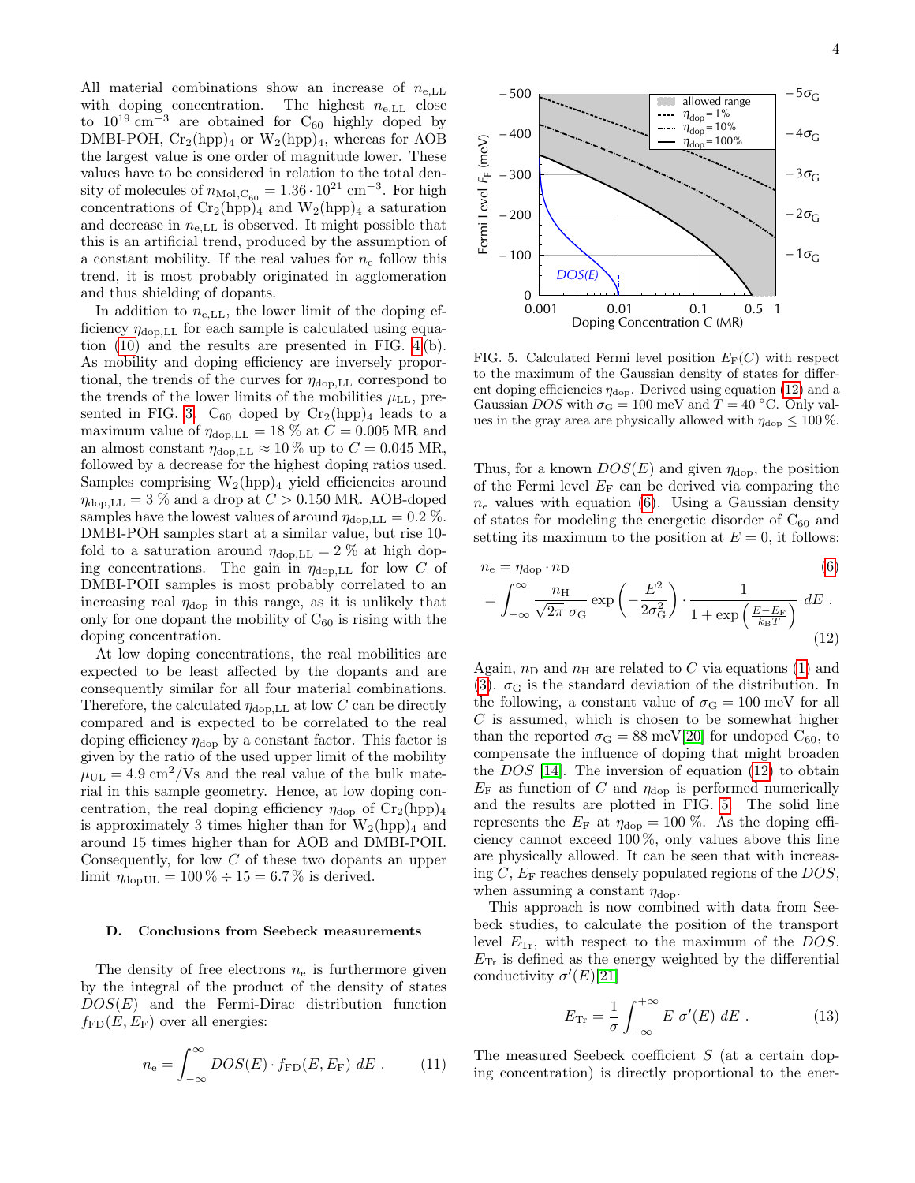All material combinations show an increase of $n_{\mathrm{e,LL}}$ with doping concentration. The highest $n_{\mathrm{e,LL}}$ close to $10^{19}\ \mathrm{cm}^{-3}$ are obtained for $C_{60}$ highly doped by DMBI-POH, $Cr_2(hpp)_4$ or $W_2(hpp)_4$, whereas for AOB the largest value is one order of magnitude lower. These values have to be considered in relation to the total density of molecules of $n_{\mathrm{Mol},C_{60}} = 1.36 \cdot 10^{21}\ \mathrm{cm}^{-3}$. For high concentrations of $Cr_2(hpp)_4$ and $W_2(hpp)_4$ a saturation and decrease in $n_{\mathrm{e,LL}}$ is observed. It might possible that this is an artificial trend, produced by the assumption of a constant mobility. If the real values for $n_{\mathrm{e}}$ follow this trend, it is most probably originated in agglomeration and thus shielding of dopants.

In addition to $n_{\mathrm{e,LL}}$, the lower limit of the doping efficiency $\eta_{\mathrm{dop,LL}}$ for each sample is calculated using equation (10) and the results are presented in FIG. 4(b). As mobility and doping efficiency are inversely proportional, the trends of the curves for $\eta_{\mathrm{dop,LL}}$ correspond to the trends of the lower limits of the mobilities $\mu_{\mathrm{LL}}$, presented in FIG. 3. $C_{60}$ doped by $Cr_2(hpp)_4$ leads to a maximum value of $\eta_{\mathrm{dop,LL}} = 18\ \%$ at $C = 0.005$ MR and an almost constant $\eta_{\mathrm{dop,LL}} \approx 10\,\%$ up to $C = 0.045$ MR, followed by a decrease for the highest doping ratios used. Samples comprising $W_2(hpp)_4$ yield efficiencies around $\eta_{\mathrm{dop,LL}} = 3\ \%$ and a drop at $C > 0.150$ MR. AOB-doped samples have the lowest values of around $\eta_{\mathrm{dop,LL}} = 0.2\ \%$. DMBI-POH samples start at a similar value, but rise 10-fold to a saturation around $\eta_{\mathrm{dop,LL}} = 2\ \%$ at high doping concentrations. The gain in $\eta_{\mathrm{dop,LL}}$ for low $C$ of DMBI-POH samples is most probably correlated to an increasing real $\eta_{\mathrm{dop}}$ in this range, as it is unlikely that only for one dopant the mobility of $C_{60}$ is rising with the doping concentration.

At low doping concentrations, the real mobilities are expected to be least affected by the dopants and are consequently similar for all four material combinations. Therefore, the calculated $\eta_{\mathrm{dop,LL}}$ at low $C$ can be directly compared and is expected to be correlated to the real doping efficiency $\eta_{\mathrm{dop}}$ by a constant factor. This factor is given by the ratio of the used upper limit of the mobility $\mu_{\mathrm{UL}} = 4.9\ \mathrm{cm}^2/\mathrm{Vs}$ and the real value of the bulk material in this sample geometry. Hence, at low doping concentration, the real doping efficiency $\eta_{\mathrm{dop}}$ of $Cr_2(hpp)_4$ is approximately 3 times higher than for $W_2(hpp)_4$ and around 15 times higher than for AOB and DMBI-POH. Consequently, for low $C$ of these two dopants an upper limit $\eta_{\mathrm{dop\,UL}} = 100\,\% \div 15 = 6.7\,\%$ is derived.

### D. Conclusions from Seebeck measurements

The density of free electrons $n_{\mathrm{e}}$ is furthermore given by the integral of the product of the density of states $DOS(E)$ and the Fermi-Dirac distribution function $f_{\mathrm{FD}}(E, E_{\mathrm{F}})$ over all energies:

$$n_{\mathrm{e}} = \int_{-\infty}^{\infty} DOS(E) \cdot f_{\mathrm{FD}}(E, E_{\mathrm{F}})\ dE\ . \qquad (11)$$

FIG. 5. Calculated Fermi level position $E_{\mathrm{F}}(C)$ with respect to the maximum of the Gaussian density of states for different doping efficiencies $\eta_{\mathrm{dop}}$. Derived using equation (12) and a Gaussian $DOS$ with $\sigma_{\mathrm{G}} = 100$ meV and $T = 40\ ^\circ\mathrm{C}$. Only values in the gray area are physically allowed with $\eta_{\mathrm{dop}} \leq 100\,\%$.

Thus, for a known $DOS(E)$ and given $\eta_{\mathrm{dop}}$, the position of the Fermi level $E_{\mathrm{F}}$ can be derived via comparing the $n_{\mathrm{e}}$ values with equation (6). Using a Gaussian density of states for modeling the energetic disorder of $C_{60}$ and setting its maximum to the position at $E = 0$, it follows:

$$n_{\mathrm{e}} = \eta_{\mathrm{dop}} \cdot n_{\mathrm{D}} \qquad (6)$$

$$= \int_{-\infty}^{\infty} \frac{n_{\mathrm{H}}}{\sqrt{2\pi}\ \sigma_{\mathrm{G}}} \exp\left(-\frac{E^2}{2\sigma_{\mathrm{G}}^2}\right) \cdot \frac{1}{1 + \exp\left(\frac{E - E_{\mathrm{F}}}{k_{\mathrm{B}}T}\right)}\ dE\ . \qquad (12)$$

Again, $n_{\mathrm{D}}$ and $n_{\mathrm{H}}$ are related to $C$ via equations (1) and (3). $\sigma_{\mathrm{G}}$ is the standard deviation of the distribution. In the following, a constant value of $\sigma_{\mathrm{G}} = 100$ meV for all $C$ is assumed, which is chosen to be somewhat higher than the reported $\sigma_{\mathrm{G}} = 88$ meV[20] for undoped $C_{60}$, to compensate the influence of doping that might broaden the $DOS$ [14]. The inversion of equation (12) to obtain $E_{\mathrm{F}}$ as function of $C$ and $\eta_{\mathrm{dop}}$ is performed numerically and the results are plotted in FIG. 5. The solid line represents the $E_{\mathrm{F}}$ at $\eta_{\mathrm{dop}} = 100\ \%$. As the doping efficiency cannot exceed $100\,\%$, only values above this line are physically allowed. It can be seen that with increasing $C$, $E_{\mathrm{F}}$ reaches densely populated regions of the $DOS$, when assuming a constant $\eta_{\mathrm{dop}}$.

This approach is now combined with data from Seebeck studies, to calculate the position of the transport level $E_{\mathrm{Tr}}$, with respect to the maximum of the $DOS$. $E_{\mathrm{Tr}}$ is defined as the energy weighted by the differential conductivity $\sigma'(E)$[21]

$$E_{\mathrm{Tr}} = \frac{1}{\sigma} \int_{-\infty}^{+\infty} E\ \sigma'(E)\ dE\ . \qquad (13)$$

The measured Seebeck coefficient $S$ (at a certain doping concentration) is directly proportional to the ener-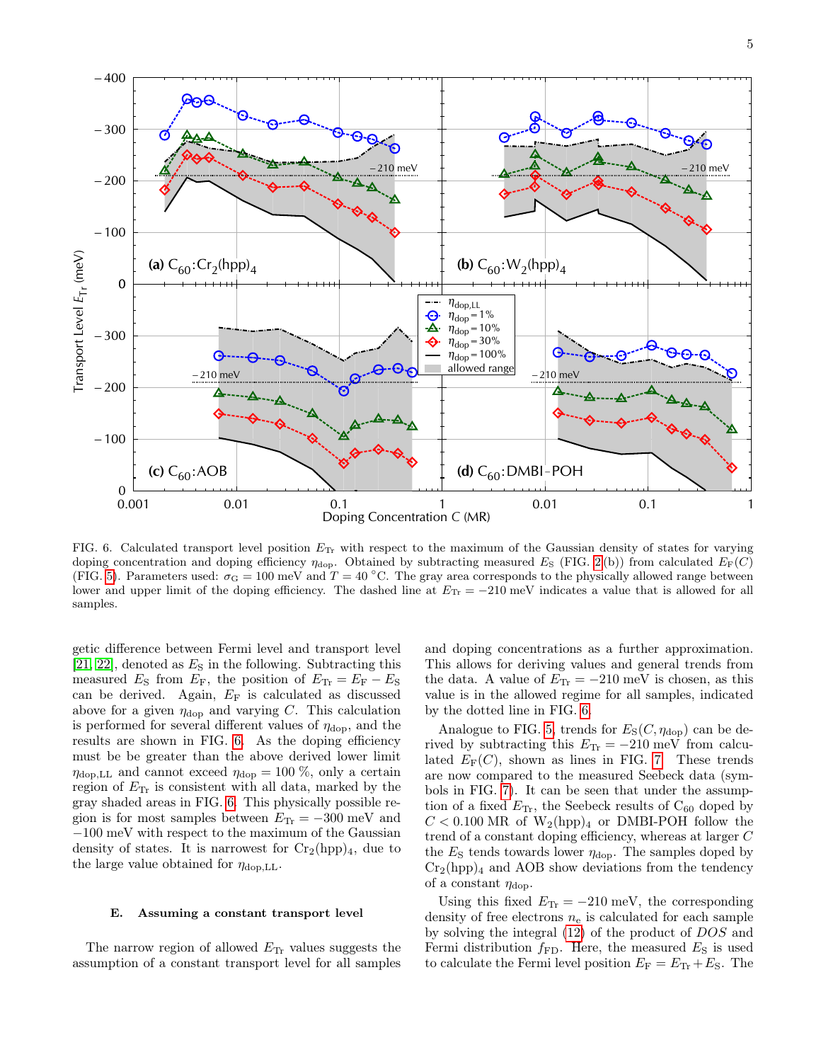FIG. 6. Calculated transport level position $E_{Tr}$ with respect to the maximum of the Gaussian density of states for varying doping concentration and doping efficiency $\eta_{dop}$. Obtained by subtracting measured $E_S$ (FIG. 2(b)) from calculated $E_F(C)$ (FIG. 5). Parameters used: $\sigma_G = 100$ meV and $T = 40\,^{\circ}$C. The gray area corresponds to the physically allowed range between lower and upper limit of the doping efficiency. The dashed line at $E_{Tr} = -210$ meV indicates a value that is allowed for all samples.

getic difference between Fermi level and transport level [21, 22], denoted as $E_S$ in the following. Subtracting this measured $E_S$ from $E_F$, the position of $E_{Tr} = E_F - E_S$ can be derived. Again, $E_F$ is calculated as discussed above for a given $\eta_{dop}$ and varying $C$. This calculation is performed for several different values of $\eta_{dop}$, and the results are shown in FIG. 6. As the doping efficiency must be be greater than the above derived lower limit $\eta_{dop,LL}$ and cannot exceed $\eta_{dop} = 100\,\%$, only a certain region of $E_{Tr}$ is consistent with all data, marked by the gray shaded areas in FIG. 6. This physically possible region is for most samples between $E_{Tr} = -300$ meV and $-100$ meV with respect to the maximum of the Gaussian density of states. It is narrowest for $Cr_2(hpp)_4$, due to the large value obtained for $\eta_{dop,LL}$.

### E. Assuming a constant transport level

The narrow region of allowed $E_{Tr}$ values suggests the assumption of a constant transport level for all samples and doping concentrations as a further approximation. This allows for deriving values and general trends from the data. A value of $E_{Tr} = -210$ meV is chosen, as this value is in the allowed regime for all samples, indicated by the dotted line in FIG. 6.

Analogue to FIG. 5, trends for $E_S(C, \eta_{dop})$ can be derived by subtracting this $E_{Tr} = -210$ meV from calculated $E_F(C)$, shown as lines in FIG. 7. These trends are now compared to the measured Seebeck data (symbols in FIG. 7). It can be seen that under the assumption of a fixed $E_{Tr}$, the Seebeck results of $C_{60}$ doped by $C < 0.100$ MR of $W_2(hpp)_4$ or DMBI-POH follow the trend of a constant doping efficiency, whereas at larger $C$ the $E_S$ tends towards lower $\eta_{dop}$. The samples doped by $Cr_2(hpp)_4$ and AOB show deviations from the tendency of a constant $\eta_{dop}$.

Using this fixed $E_{Tr} = -210$ meV, the corresponding density of free electrons $n_e$ is calculated for each sample by solving the integral (12) of the product of *DOS* and Fermi distribution $f_{FD}$. Here, the measured $E_S$ is used to calculate the Fermi level position $E_F = E_{Tr} + E_S$. The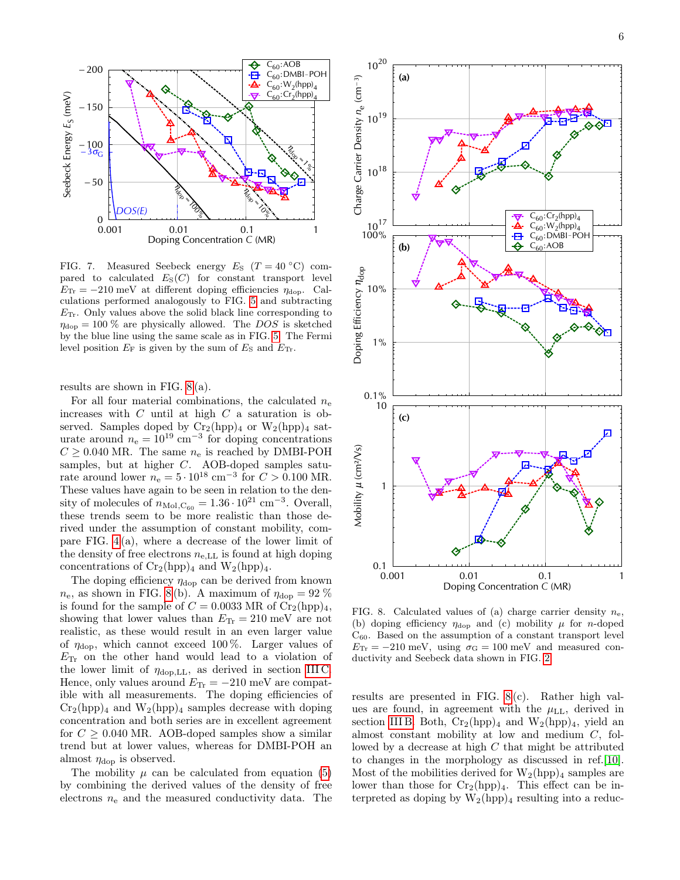FIG. 7. Measured Seebeck energy $E_S$ ($T = 40\,°C$) compared to calculated $E_S(C)$ for constant transport level $E_{Tr} = -210$ meV at different doping efficiencies $\eta_{dop}$. Calculations performed analogously to FIG. 5 and subtracting $E_{Tr}$. Only values above the solid black line corresponding to $\eta_{dop} = 100\,\%$ are physically allowed. The *DOS* is sketched by the blue line using the same scale as in FIG. 5. The Fermi level position $E_F$ is given by the sum of $E_S$ and $E_{Tr}$.

results are shown in FIG. 8(a).

For all four material combinations, the calculated $n_e$ increases with $C$ until at high $C$ a saturation is observed. Samples doped by $Cr_2(hpp)_4$ or $W_2(hpp)_4$ saturate around $n_e = 10^{19}$ cm$^{-3}$ for doping concentrations $C \geq 0.040$ MR. The same $n_e$ is reached by DMBI-POH samples, but at higher $C$. AOB-doped samples saturate around lower $n_e = 5 \cdot 10^{18}$ cm$^{-3}$ for $C > 0.100$ MR. These values have again to be seen in relation to the density of molecules of $n_{Mol,C_{60}} = 1.36 \cdot 10^{21}$ cm$^{-3}$. Overall, these trends seem to be more realistic than those derived under the assumption of constant mobility, compare FIG. 4(a), where a decrease of the lower limit of the density of free electrons $n_{e,LL}$ is found at high doping concentrations of $Cr_2(hpp)_4$ and $W_2(hpp)_4$.

The doping efficiency $\eta_{dop}$ can be derived from known $n_e$, as shown in FIG. 8(b). A maximum of $\eta_{dop} = 92\,\%$ is found for the sample of $C = 0.0033$ MR of $Cr_2(hpp)_4$, showing that lower values than $E_{Tr} = 210$ meV are not realistic, as these would result in an even larger value of $\eta_{dop}$, which cannot exceed 100 %. Larger values of $E_{Tr}$ on the other hand would lead to a violation of the lower limit of $\eta_{dop,LL}$, as derived in section III C. Hence, only values around $E_{Tr} = -210$ meV are compatible with all measurements. The doping efficiencies of $Cr_2(hpp)_4$ and $W_2(hpp)_4$ samples decrease with doping concentration and both series are in excellent agreement for $C \geq 0.040$ MR. AOB-doped samples show a similar trend but at lower values, whereas for DMBI-POH an almost constant $\eta_{dop}$ is observed.

The mobility $\mu$ can be calculated from equation (5) by combining the derived values of the density of free electrons $n_e$ and the measured conductivity data. The results are presented in FIG. 8(c). Rather high values are found, in agreement with the $\mu_{LL}$, derived in section III B. Both, $Cr_2(hpp)_4$ and $W_2(hpp)_4$, yield an almost constant mobility at low and medium $C$, followed by a decrease at high $C$ that might be attributed to changes in the morphology as discussed in ref.[10]. Most of the mobilities derived for $W_2(hpp)_4$ samples are lower than those for $Cr_2(hpp)_4$. This effect can be interpreted as doping by $W_2(hpp)_4$ resulting into a reduc-

FIG. 8. Calculated values of (a) charge carrier density $n_e$, (b) doping efficiency $\eta_{dop}$ and (c) mobility $\mu$ for $n$-doped $C_{60}$. Based on the assumption of a constant transport level $E_{Tr} = -210$ meV, using $\sigma_G = 100$ meV and measured conductivity and Seebeck data shown in FIG. 2.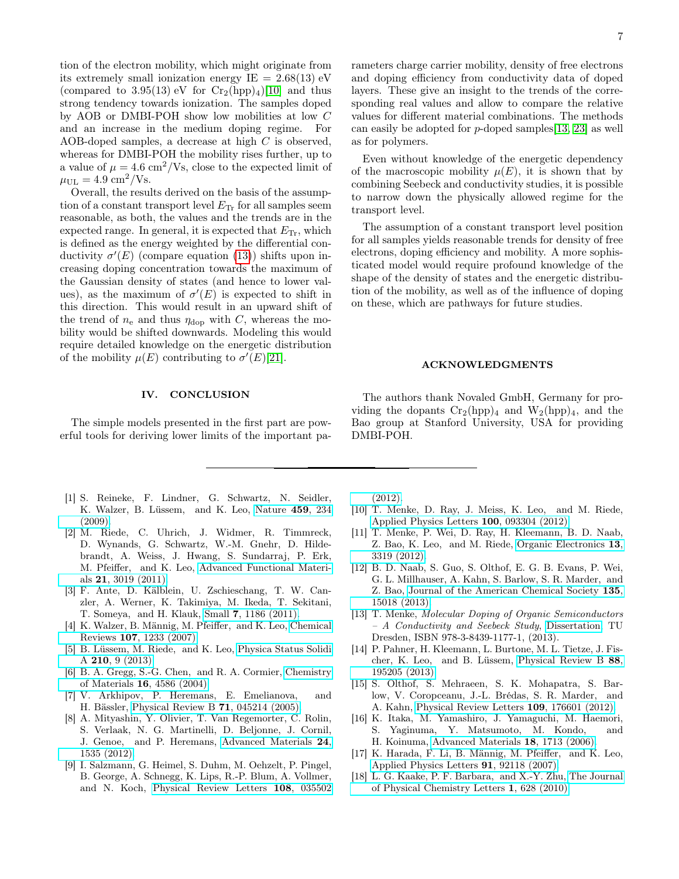tion of the electron mobility, which might originate from its extremely small ionization energy IE = 2.68(13) eV (compared to 3.95(13) eV for $Cr_2(hpp)_4$)[10] and thus strong tendency towards ionization. The samples doped by AOB or DMBI-POH show low mobilities at low $C$ and an increase in the medium doping regime. For AOB-doped samples, a decrease at high $C$ is observed, whereas for DMBI-POH the mobility rises further, up to a value of $\mu = 4.6\ \mathrm{cm^2/Vs}$, close to the expected limit of $\mu_{\mathrm{UL}} = 4.9\ \mathrm{cm^2/Vs}$.

Overall, the results derived on the basis of the assumption of a constant transport level $E_{\mathrm{Tr}}$ for all samples seem reasonable, as both, the values and the trends are in the expected range. In general, it is expected that $E_{\mathrm{Tr}}$, which is defined as the energy weighted by the differential conductivity $\sigma'(E)$ (compare equation (13)) shifts upon increasing doping concentration towards the maximum of the Gaussian density of states (and hence to lower values), as the maximum of $\sigma'(E)$ is expected to shift in this direction. This would result in an upward shift of the trend of $n_{\mathrm{e}}$ and thus $\eta_{\mathrm{dop}}$ with $C$, whereas the mobility would be shifted downwards. Modeling this would require detailed knowledge on the energetic distribution of the mobility $\mu(E)$ contributing to $\sigma'(E)$[21].

## IV. CONCLUSION

The simple models presented in the first part are powerful tools for deriving lower limits of the important parameters charge carrier mobility, density of free electrons and doping efficiency from conductivity data of doped layers. These give an insight to the trends of the corresponding real values and allow to compare the relative values for different material combinations. The methods can easily be adopted for $p$-doped samples[13, 23] as well as for polymers.

Even without knowledge of the energetic dependency of the macroscopic mobility $\mu(E)$, it is shown that by combining Seebeck and conductivity studies, it is possible to narrow down the physically allowed regime for the transport level.

The assumption of a constant transport level position for all samples yields reasonable trends for density of free electrons, doping efficiency and mobility. A more sophisticated model would require profound knowledge of the shape of the density of states and the energetic distribution of the mobility, as well as of the influence of doping on these, which are pathways for future studies.

## ACKNOWLEDGMENTS

The authors thank Novaled GmbH, Germany for providing the dopants $Cr_2(hpp)_4$ and $W_2(hpp)_4$, and the Bao group at Stanford University, USA for providing DMBI-POH.

---

[1] S. Reineke, F. Lindner, G. Schwartz, N. Seidler, K. Walzer, B. Lüssem, and K. Leo, Nature **459**, 234 (2009).

[2] M. Riede, C. Uhrich, J. Widmer, R. Timmreck, D. Wynands, G. Schwartz, W.-M. Gnehr, D. Hildebrandt, A. Weiss, J. Hwang, S. Sundarraj, P. Erk, M. Pfeiffer, and K. Leo, Advanced Functional Materials **21**, 3019 (2011).

[3] F. Ante, D. Kälblein, U. Zschieschang, T. W. Canzler, A. Werner, K. Takimiya, M. Ikeda, T. Sekitani, T. Someya, and H. Klauk, Small **7**, 1186 (2011).

[4] K. Walzer, B. Männig, M. Pfeiffer, and K. Leo, Chemical Reviews **107**, 1233 (2007).

[5] B. Lüssem, M. Riede, and K. Leo, Physica Status Solidi A **210**, 9 (2013).

[6] B. A. Gregg, S.-G. Chen, and R. A. Cormier, Chemistry of Materials **16**, 4586 (2004).

[7] V. Arkhipov, P. Heremans, E. Emelianova, and H. Bässler, Physical Review B **71**, 045214 (2005).

[8] A. Mityashin, Y. Olivier, T. Van Regemorter, C. Rolin, S. Verlaak, N. G. Martinelli, D. Beljonne, J. Cornil, J. Genoe, and P. Heremans, Advanced Materials **24**, 1535 (2012).

[9] I. Salzmann, G. Heimel, S. Duhm, M. Oehzelt, P. Pingel, B. George, A. Schnegg, K. Lips, R.-P. Blum, A. Vollmer, and N. Koch, Physical Review Letters **108**, 035502 (2012).

[10] T. Menke, D. Ray, J. Meiss, K. Leo, and M. Riede, Applied Physics Letters **100**, 093304 (2012).

[11] T. Menke, P. Wei, D. Ray, H. Kleemann, B. D. Naab, Z. Bao, K. Leo, and M. Riede, Organic Electronics **13**, 3319 (2012).

[12] B. D. Naab, S. Guo, S. Olthof, E. G. B. Evans, P. Wei, G. L. Millhauser, A. Kahn, S. Barlow, S. R. Marder, and Z. Bao, Journal of the American Chemical Society **135**, 15018 (2013).

[13] T. Menke, *Molecular Doping of Organic Semiconductors – A Conductivity and Seebeck Study*, Dissertation, TU Dresden, ISBN 978-3-8439-1177-1, (2013).

[14] P. Pahner, H. Kleemann, L. Burtone, M. L. Tietze, J. Fischer, K. Leo, and B. Lüssem, Physical Review B **88**, 195205 (2013).

[15] S. Olthof, S. Mehraeen, S. K. Mohapatra, S. Barlow, V. Coropceanu, J.-L. Brédas, S. R. Marder, and A. Kahn, Physical Review Letters **109**, 176601 (2012).

[16] K. Itaka, M. Yamashiro, J. Yamaguchi, M. Haemori, S. Yaginuma, Y. Matsumoto, M. Kondo, and H. Koinuma, Advanced Materials **18**, 1713 (2006).

[17] K. Harada, F. Li, B. Männig, M. Pfeiffer, and K. Leo, Applied Physics Letters **91**, 92118 (2007).

[18] L. G. Kaake, P. F. Barbara, and X.-Y. Zhu, The Journal of Physical Chemistry Letters **1**, 628 (2010).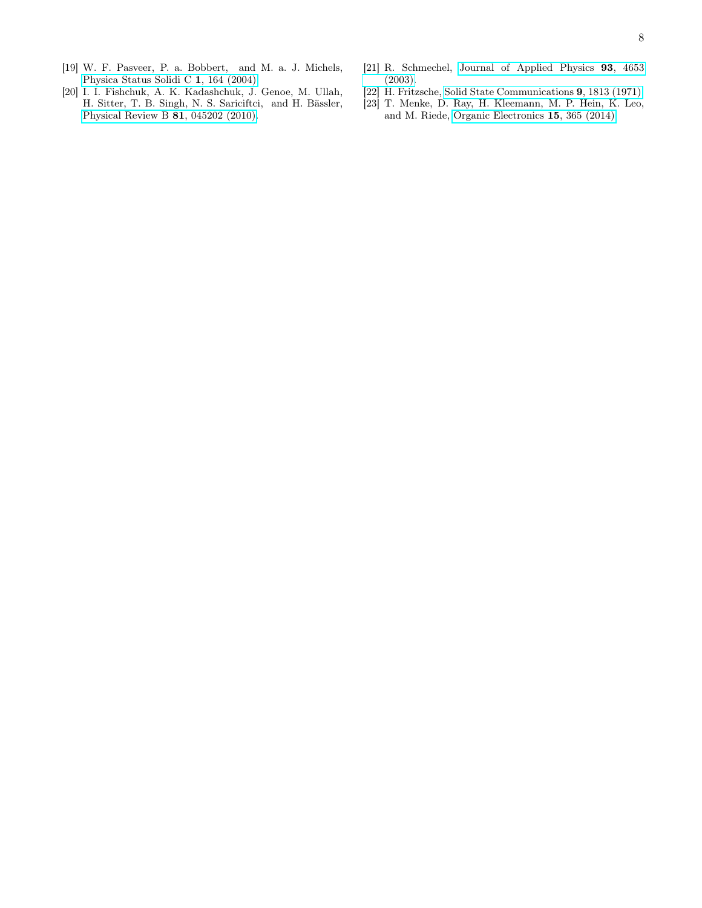[19] W. F. Pasveer, P. a. Bobbert, and M. a. J. Michels, Physica Status Solidi C **1**, 164 (2004).

[20] I. I. Fishchuk, A. K. Kadashchuk, J. Genoe, M. Ullah, H. Sitter, T. B. Singh, N. S. Sariciftci, and H. Bässler, Physical Review B **81**, 045202 (2010).

[21] R. Schmechel, Journal of Applied Physics **93**, 4653 (2003).

[22] H. Fritzsche, Solid State Communications **9**, 1813 (1971).

[23] T. Menke, D. Ray, H. Kleemann, M. P. Hein, K. Leo, and M. Riede, Organic Electronics **15**, 365 (2014).